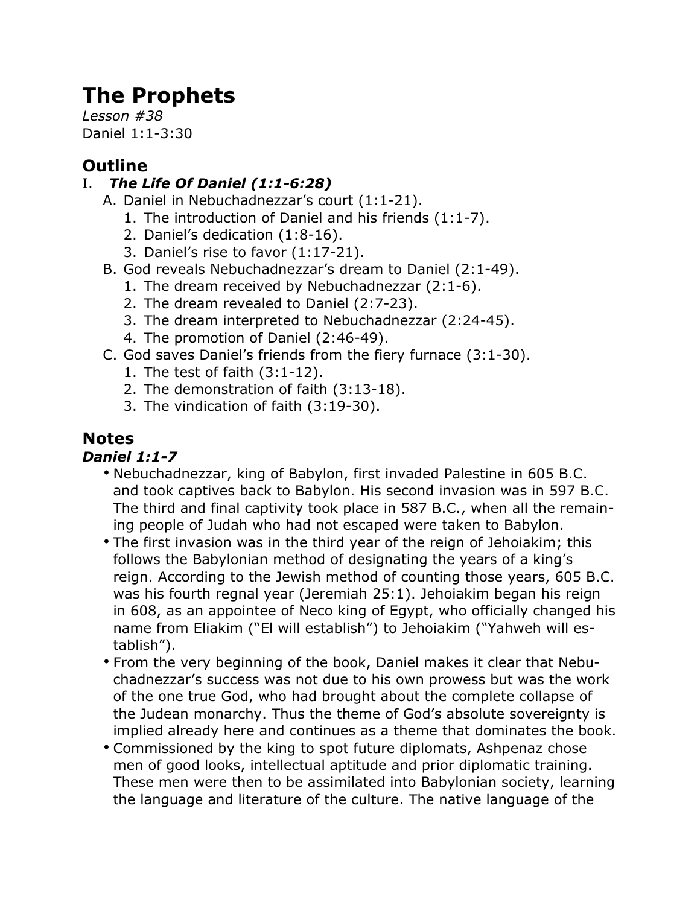# The Prophets

*Lesson #38*
Daniel 1:1-3:30

## Outline

I. ***The Life Of Daniel (1:1-6:28)***
   - A. Daniel in Nebuchadnezzar's court (1:1-21).
     1. The introduction of Daniel and his friends (1:1-7).
     2. Daniel's dedication (1:8-16).
     3. Daniel's rise to favor (1:17-21).
   - B. God reveals Nebuchadnezzar's dream to Daniel (2:1-49).
     1. The dream received by Nebuchadnezzar (2:1-6).
     2. The dream revealed to Daniel (2:7-23).
     3. The dream interpreted to Nebuchadnezzar (2:24-45).
     4. The promotion of Daniel (2:46-49).
   - C. God saves Daniel's friends from the fiery furnace (3:1-30).
     1. The test of faith (3:1-12).
     2. The demonstration of faith (3:13-18).
     3. The vindication of faith (3:19-30).

## Notes

### *Daniel 1:1-7*

- Nebuchadnezzar, king of Babylon, first invaded Palestine in 605 B.C. and took captives back to Babylon. His second invasion was in 597 B.C. The third and final captivity took place in 587 B.C., when all the remaining people of Judah who had not escaped were taken to Babylon.
- The first invasion was in the third year of the reign of Jehoiakim; this follows the Babylonian method of designating the years of a king's reign. According to the Jewish method of counting those years, 605 B.C. was his fourth regnal year (Jeremiah 25:1). Jehoiakim began his reign in 608, as an appointee of Neco king of Egypt, who officially changed his name from Eliakim ("El will establish") to Jehoiakim ("Yahweh will establish").
- From the very beginning of the book, Daniel makes it clear that Nebuchadnezzar's success was not due to his own prowess but was the work of the one true God, who had brought about the complete collapse of the Judean monarchy. Thus the theme of God's absolute sovereignty is implied already here and continues as a theme that dominates the book.
- Commissioned by the king to spot future diplomats, Ashpenaz chose men of good looks, intellectual aptitude and prior diplomatic training. These men were then to be assimilated into Babylonian society, learning the language and literature of the culture. The native language of the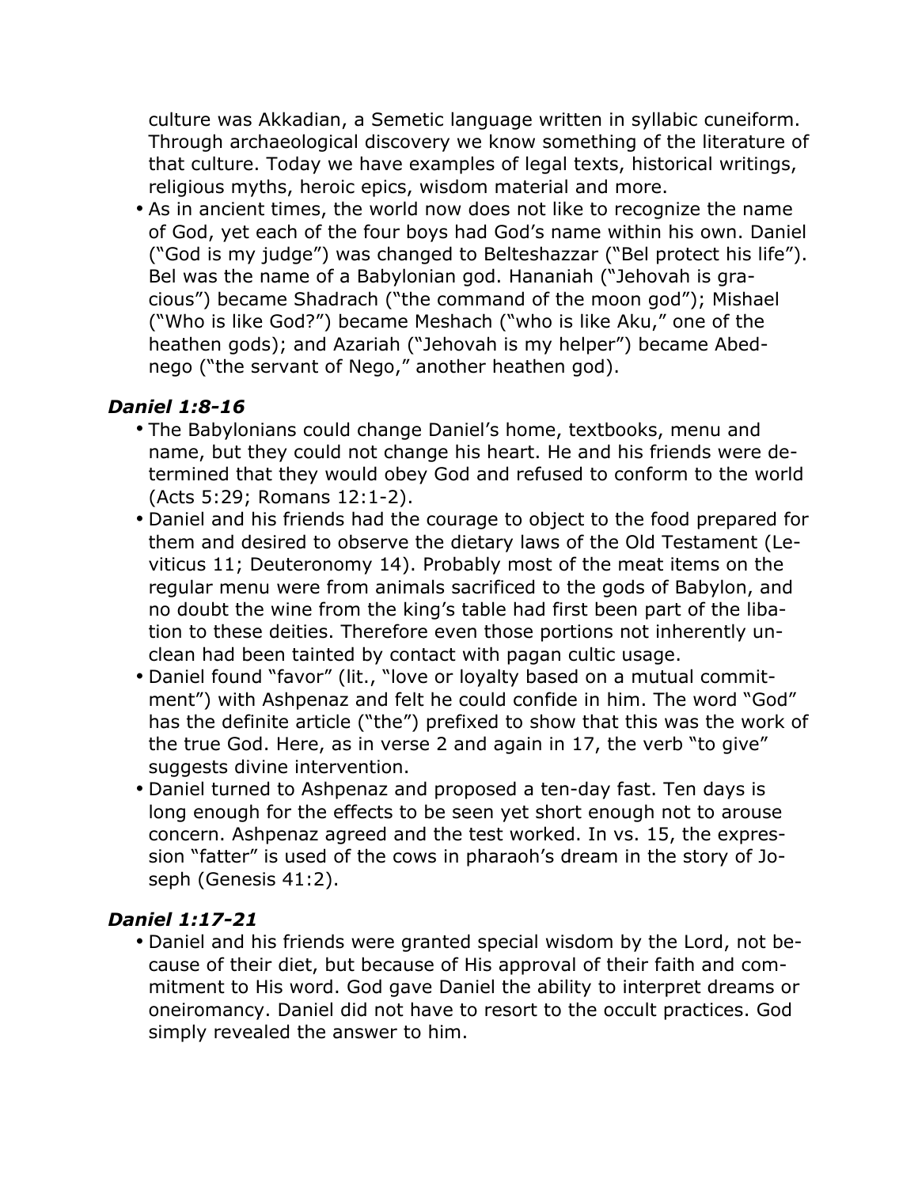culture was Akkadian, a Semetic language written in syllabic cuneiform. Through archaeological discovery we know something of the literature of that culture. Today we have examples of legal texts, historical writings, religious myths, heroic epics, wisdom material and more.

- As in ancient times, the world now does not like to recognize the name of God, yet each of the four boys had God's name within his own. Daniel ("God is my judge") was changed to Belteshazzar ("Bel protect his life"). Bel was the name of a Babylonian god. Hananiah ("Jehovah is gracious") became Shadrach ("the command of the moon god"); Mishael ("Who is like God?") became Meshach ("who is like Aku," one of the heathen gods); and Azariah ("Jehovah is my helper") became Abednego ("the servant of Nego," another heathen god).

### *Daniel 1:8-16*

- The Babylonians could change Daniel's home, textbooks, menu and name, but they could not change his heart. He and his friends were determined that they would obey God and refused to conform to the world (Acts 5:29; Romans 12:1-2).
- Daniel and his friends had the courage to object to the food prepared for them and desired to observe the dietary laws of the Old Testament (Leviticus 11; Deuteronomy 14). Probably most of the meat items on the regular menu were from animals sacrificed to the gods of Babylon, and no doubt the wine from the king's table had first been part of the libation to these deities. Therefore even those portions not inherently unclean had been tainted by contact with pagan cultic usage.
- Daniel found "favor" (lit., "love or loyalty based on a mutual commitment") with Ashpenaz and felt he could confide in him. The word "God" has the definite article ("the") prefixed to show that this was the work of the true God. Here, as in verse 2 and again in 17, the verb "to give" suggests divine intervention.
- Daniel turned to Ashpenaz and proposed a ten-day fast. Ten days is long enough for the effects to be seen yet short enough not to arouse concern. Ashpenaz agreed and the test worked. In vs. 15, the expression "fatter" is used of the cows in pharaoh's dream in the story of Joseph (Genesis 41:2).

### *Daniel 1:17-21*

- Daniel and his friends were granted special wisdom by the Lord, not because of their diet, but because of His approval of their faith and commitment to His word. God gave Daniel the ability to interpret dreams or oneiromancy. Daniel did not have to resort to the occult practices. God simply revealed the answer to him.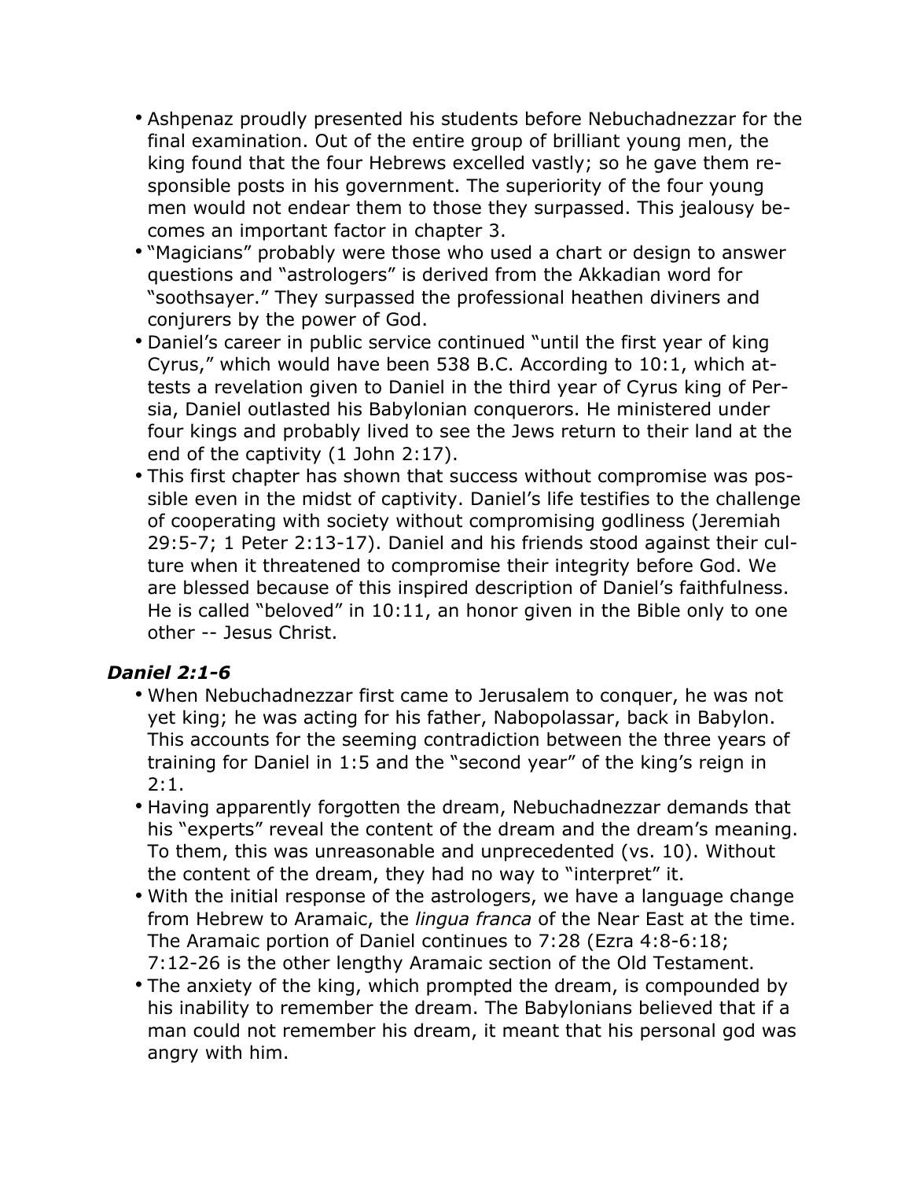- Ashpenaz proudly presented his students before Nebuchadnezzar for the final examination. Out of the entire group of brilliant young men, the king found that the four Hebrews excelled vastly; so he gave them responsible posts in his government. The superiority of the four young men would not endear them to those they surpassed. This jealousy becomes an important factor in chapter 3.
- "Magicians" probably were those who used a chart or design to answer questions and "astrologers" is derived from the Akkadian word for "soothsayer." They surpassed the professional heathen diviners and conjurers by the power of God.
- Daniel's career in public service continued "until the first year of king Cyrus," which would have been 538 B.C. According to 10:1, which attests a revelation given to Daniel in the third year of Cyrus king of Persia, Daniel outlasted his Babylonian conquerors. He ministered under four kings and probably lived to see the Jews return to their land at the end of the captivity (1 John 2:17).
- This first chapter has shown that success without compromise was possible even in the midst of captivity. Daniel's life testifies to the challenge of cooperating with society without compromising godliness (Jeremiah 29:5-7; 1 Peter 2:13-17). Daniel and his friends stood against their culture when it threatened to compromise their integrity before God. We are blessed because of this inspired description of Daniel's faithfulness. He is called "beloved" in 10:11, an honor given in the Bible only to one other -- Jesus Christ.

### *Daniel 2:1-6*

- When Nebuchadnezzar first came to Jerusalem to conquer, he was not yet king; he was acting for his father, Nabopolassar, back in Babylon. This accounts for the seeming contradiction between the three years of training for Daniel in 1:5 and the "second year" of the king's reign in 2:1.
- Having apparently forgotten the dream, Nebuchadnezzar demands that his "experts" reveal the content of the dream and the dream's meaning. To them, this was unreasonable and unprecedented (vs. 10). Without the content of the dream, they had no way to "interpret" it.
- With the initial response of the astrologers, we have a language change from Hebrew to Aramaic, the *lingua franca* of the Near East at the time. The Aramaic portion of Daniel continues to 7:28 (Ezra 4:8-6:18; 7:12-26 is the other lengthy Aramaic section of the Old Testament.
- The anxiety of the king, which prompted the dream, is compounded by his inability to remember the dream. The Babylonians believed that if a man could not remember his dream, it meant that his personal god was angry with him.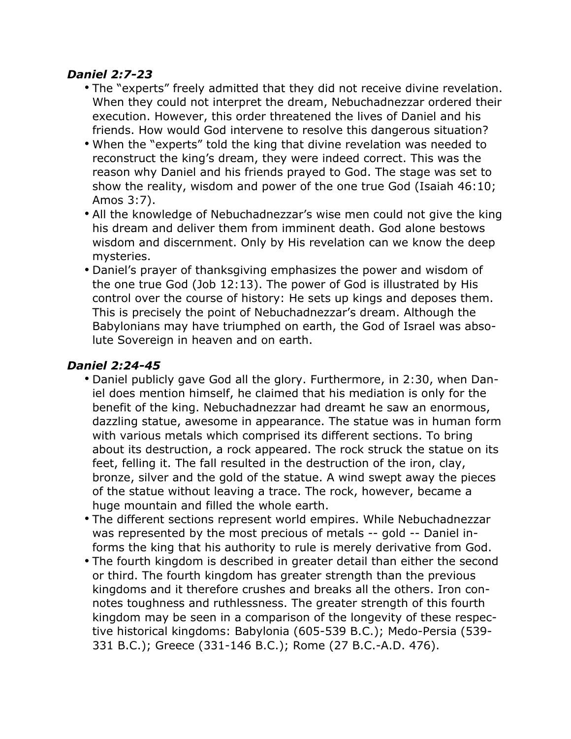***Daniel 2:7-23***

- The "experts" freely admitted that they did not receive divine revelation. When they could not interpret the dream, Nebuchadnezzar ordered their execution. However, this order threatened the lives of Daniel and his friends. How would God intervene to resolve this dangerous situation?
- When the "experts" told the king that divine revelation was needed to reconstruct the king's dream, they were indeed correct. This was the reason why Daniel and his friends prayed to God. The stage was set to show the reality, wisdom and power of the one true God (Isaiah 46:10; Amos 3:7).
- All the knowledge of Nebuchadnezzar's wise men could not give the king his dream and deliver them from imminent death. God alone bestows wisdom and discernment. Only by His revelation can we know the deep mysteries.
- Daniel's prayer of thanksgiving emphasizes the power and wisdom of the one true God (Job 12:13). The power of God is illustrated by His control over the course of history: He sets up kings and deposes them. This is precisely the point of Nebuchadnezzar's dream. Although the Babylonians may have triumphed on earth, the God of Israel was absolute Sovereign in heaven and on earth.

***Daniel 2:24-45***

- Daniel publicly gave God all the glory. Furthermore, in 2:30, when Daniel does mention himself, he claimed that his mediation is only for the benefit of the king. Nebuchadnezzar had dreamt he saw an enormous, dazzling statue, awesome in appearance. The statue was in human form with various metals which comprised its different sections. To bring about its destruction, a rock appeared. The rock struck the statue on its feet, felling it. The fall resulted in the destruction of the iron, clay, bronze, silver and the gold of the statue. A wind swept away the pieces of the statue without leaving a trace. The rock, however, became a huge mountain and filled the whole earth.
- The different sections represent world empires. While Nebuchadnezzar was represented by the most precious of metals -- gold -- Daniel informs the king that his authority to rule is merely derivative from God.
- The fourth kingdom is described in greater detail than either the second or third. The fourth kingdom has greater strength than the previous kingdoms and it therefore crushes and breaks all the others. Iron connotes toughness and ruthlessness. The greater strength of this fourth kingdom may be seen in a comparison of the longevity of these respective historical kingdoms: Babylonia (605-539 B.C.); Medo-Persia (539-331 B.C.); Greece (331-146 B.C.); Rome (27 B.C.-A.D. 476).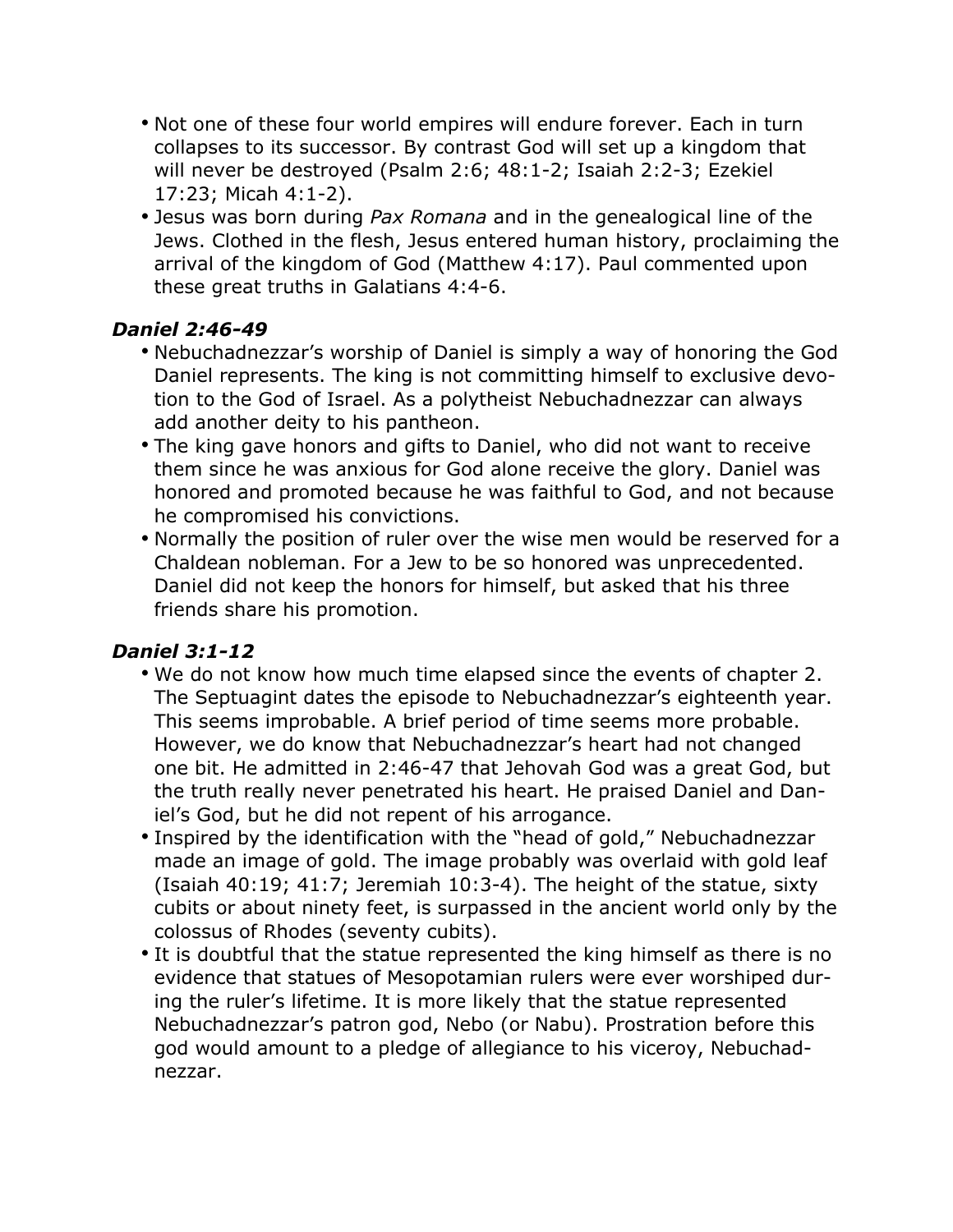- Not one of these four world empires will endure forever. Each in turn collapses to its successor. By contrast God will set up a kingdom that will never be destroyed (Psalm 2:6; 48:1-2; Isaiah 2:2-3; Ezekiel 17:23; Micah 4:1-2).
- Jesus was born during *Pax Romana* and in the genealogical line of the Jews. Clothed in the flesh, Jesus entered human history, proclaiming the arrival of the kingdom of God (Matthew 4:17). Paul commented upon these great truths in Galatians 4:4-6.

### *Daniel 2:46-49*

- Nebuchadnezzar's worship of Daniel is simply a way of honoring the God Daniel represents. The king is not committing himself to exclusive devotion to the God of Israel. As a polytheist Nebuchadnezzar can always add another deity to his pantheon.
- The king gave honors and gifts to Daniel, who did not want to receive them since he was anxious for God alone receive the glory. Daniel was honored and promoted because he was faithful to God, and not because he compromised his convictions.
- Normally the position of ruler over the wise men would be reserved for a Chaldean nobleman. For a Jew to be so honored was unprecedented. Daniel did not keep the honors for himself, but asked that his three friends share his promotion.

### *Daniel 3:1-12*

- We do not know how much time elapsed since the events of chapter 2. The Septuagint dates the episode to Nebuchadnezzar's eighteenth year. This seems improbable. A brief period of time seems more probable. However, we do know that Nebuchadnezzar's heart had not changed one bit. He admitted in 2:46-47 that Jehovah God was a great God, but the truth really never penetrated his heart. He praised Daniel and Daniel's God, but he did not repent of his arrogance.
- Inspired by the identification with the "head of gold," Nebuchadnezzar made an image of gold. The image probably was overlaid with gold leaf (Isaiah 40:19; 41:7; Jeremiah 10:3-4). The height of the statue, sixty cubits or about ninety feet, is surpassed in the ancient world only by the colossus of Rhodes (seventy cubits).
- It is doubtful that the statue represented the king himself as there is no evidence that statues of Mesopotamian rulers were ever worshiped during the ruler's lifetime. It is more likely that the statue represented Nebuchadnezzar's patron god, Nebo (or Nabu). Prostration before this god would amount to a pledge of allegiance to his viceroy, Nebuchadnezzar.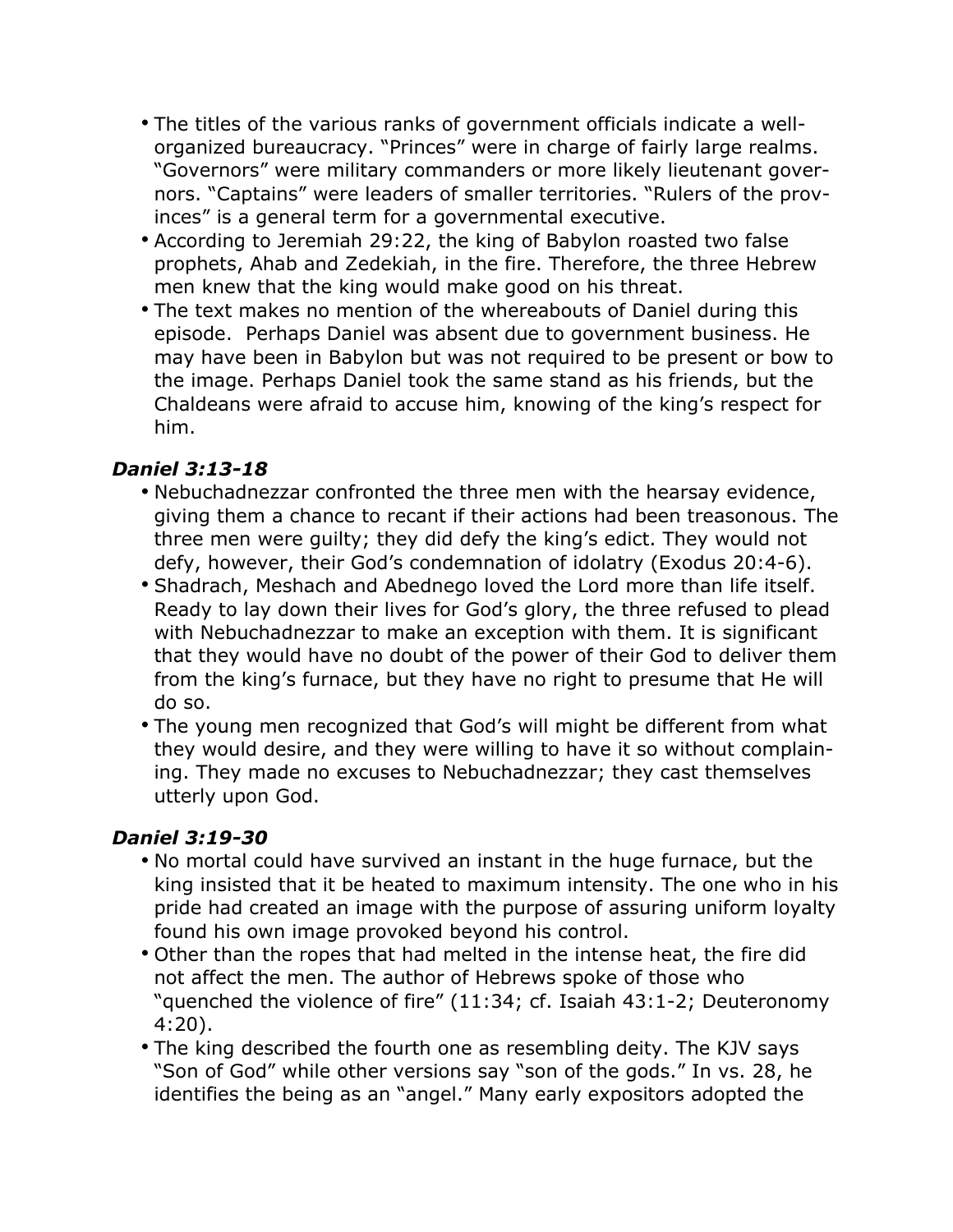- The titles of the various ranks of government officials indicate a well-organized bureaucracy. "Princes" were in charge of fairly large realms. "Governors" were military commanders or more likely lieutenant governors. "Captains" were leaders of smaller territories. "Rulers of the provinces" is a general term for a governmental executive.
- According to Jeremiah 29:22, the king of Babylon roasted two false prophets, Ahab and Zedekiah, in the fire. Therefore, the three Hebrew men knew that the king would make good on his threat.
- The text makes no mention of the whereabouts of Daniel during this episode. Perhaps Daniel was absent due to government business. He may have been in Babylon but was not required to be present or bow to the image. Perhaps Daniel took the same stand as his friends, but the Chaldeans were afraid to accuse him, knowing of the king's respect for him.

### *Daniel 3:13-18*

- Nebuchadnezzar confronted the three men with the hearsay evidence, giving them a chance to recant if their actions had been treasonous. The three men were guilty; they did defy the king's edict. They would not defy, however, their God's condemnation of idolatry (Exodus 20:4-6).
- Shadrach, Meshach and Abednego loved the Lord more than life itself. Ready to lay down their lives for God's glory, the three refused to plead with Nebuchadnezzar to make an exception with them. It is significant that they would have no doubt of the power of their God to deliver them from the king's furnace, but they have no right to presume that He will do so.
- The young men recognized that God's will might be different from what they would desire, and they were willing to have it so without complaining. They made no excuses to Nebuchadnezzar; they cast themselves utterly upon God.

### *Daniel 3:19-30*

- No mortal could have survived an instant in the huge furnace, but the king insisted that it be heated to maximum intensity. The one who in his pride had created an image with the purpose of assuring uniform loyalty found his own image provoked beyond his control.
- Other than the ropes that had melted in the intense heat, the fire did not affect the men. The author of Hebrews spoke of those who "quenched the violence of fire" (11:34; cf. Isaiah 43:1-2; Deuteronomy 4:20).
- The king described the fourth one as resembling deity. The KJV says "Son of God" while other versions say "son of the gods." In vs. 28, he identifies the being as an "angel." Many early expositors adopted the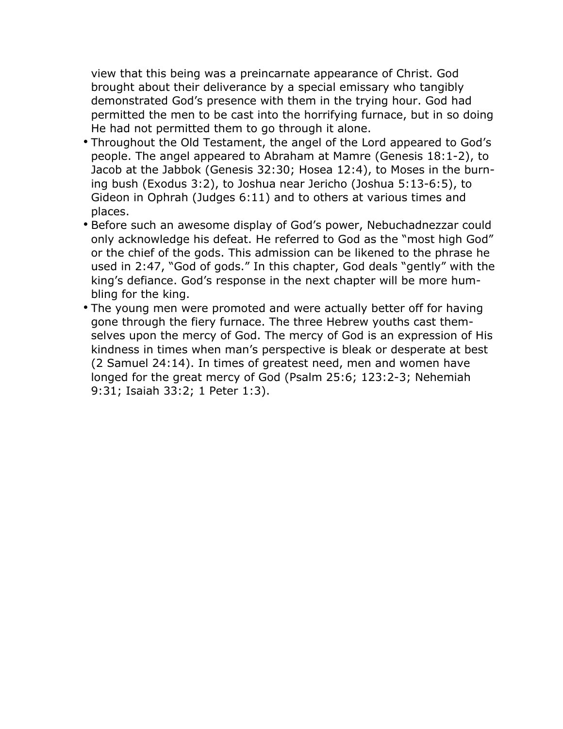view that this being was a preincarnate appearance of Christ. God brought about their deliverance by a special emissary who tangibly demonstrated God's presence with them in the trying hour. God had permitted the men to be cast into the horrifying furnace, but in so doing He had not permitted them to go through it alone.

- Throughout the Old Testament, the angel of the Lord appeared to God's people. The angel appeared to Abraham at Mamre (Genesis 18:1-2), to Jacob at the Jabbok (Genesis 32:30; Hosea 12:4), to Moses in the burning bush (Exodus 3:2), to Joshua near Jericho (Joshua 5:13-6:5), to Gideon in Ophrah (Judges 6:11) and to others at various times and places.
- Before such an awesome display of God's power, Nebuchadnezzar could only acknowledge his defeat. He referred to God as the "most high God" or the chief of the gods. This admission can be likened to the phrase he used in 2:47, "God of gods." In this chapter, God deals "gently" with the king's defiance. God's response in the next chapter will be more humbling for the king.
- The young men were promoted and were actually better off for having gone through the fiery furnace. The three Hebrew youths cast themselves upon the mercy of God. The mercy of God is an expression of His kindness in times when man's perspective is bleak or desperate at best (2 Samuel 24:14). In times of greatest need, men and women have longed for the great mercy of God (Psalm 25:6; 123:2-3; Nehemiah 9:31; Isaiah 33:2; 1 Peter 1:3).